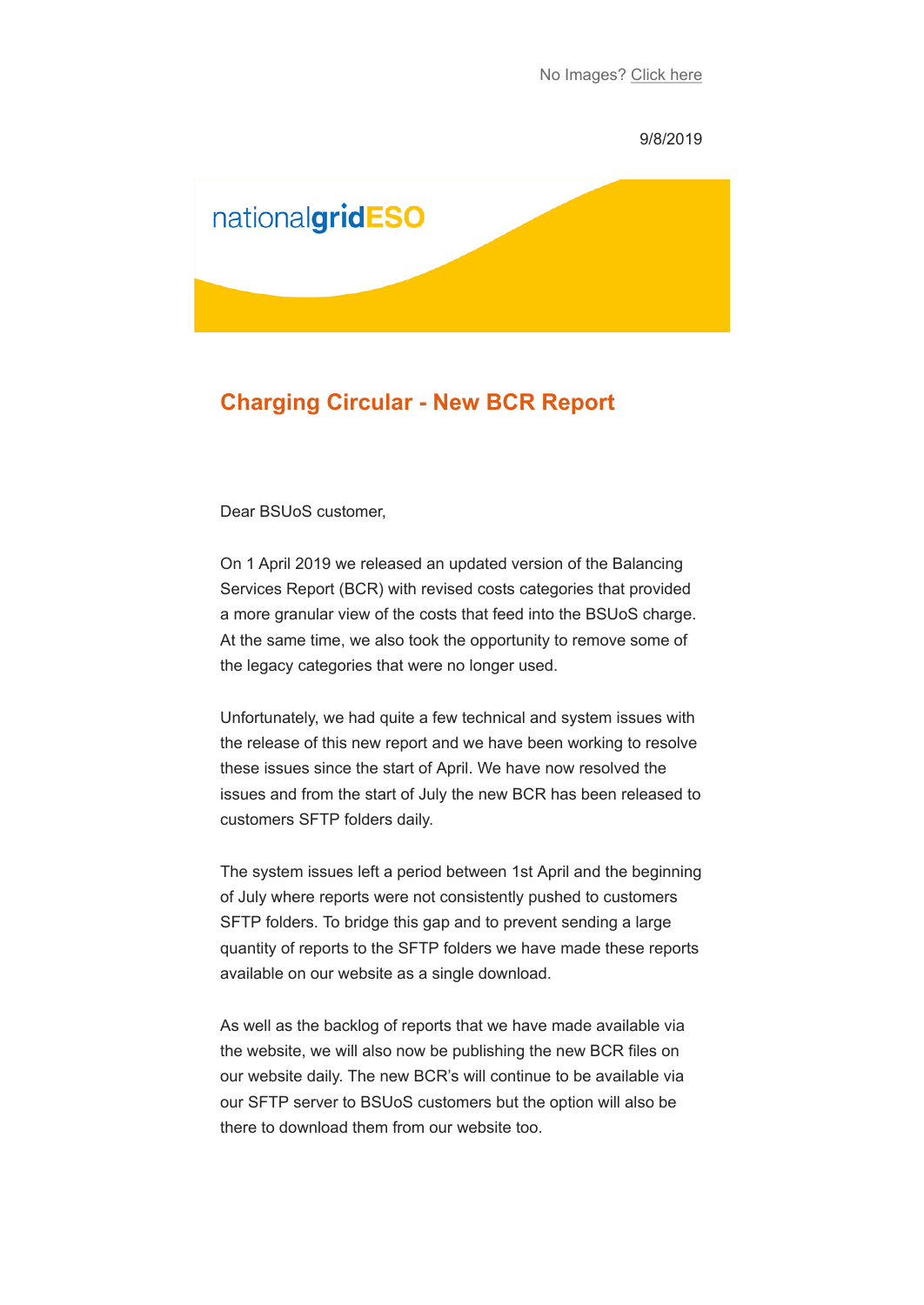No Images? Click here

9/8/2019

nationalgridESO

## Charging Circular - New BCR Report

Dear BSUoS customer,

On 1 April 2019 we released an updated version of the Balancing Services Report (BCR) with revised costs categories that provided a more granular view of the costs that feed into the BSUoS charge. At the same time, we also took the opportunity to remove some of the legacy categories that were no longer used.

Unfortunately, we had quite a few technical and system issues with the release of this new report and we have been working to resolve these issues since the start of April. We have now resolved the issues and from the start of July the new BCR has been released to customers SFTP folders daily.

The system issues left a period between 1st April and the beginning of July where reports were not consistently pushed to customers SFTP folders. To bridge this gap and to prevent sending a large quantity of reports to the SFTP folders we have made these reports available on our website as a single download.

As well as the backlog of reports that we have made available via the website, we will also now be publishing the new BCR files on our website daily. The new BCR's will continue to be available via our SFTP server to BSUoS customers but the option will also be there to download them from our website too.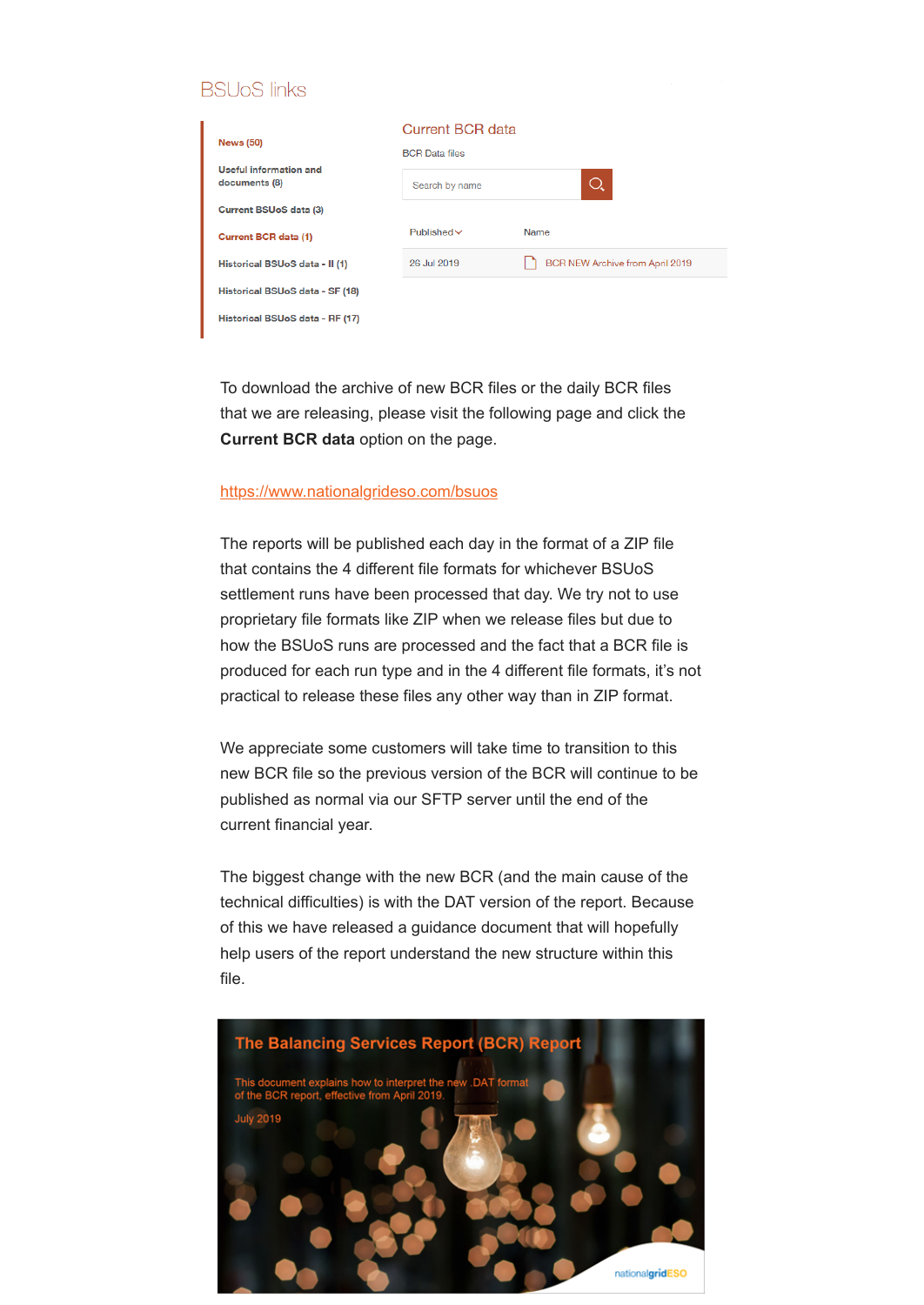BSUoS links

- News (50)
- Useful information and documents (8)
- Current BSUoS data (3)
- Current BCR data (1)
- Historical BSUoS data - II (1)
- Historical BSUoS data - SF (18)
- Historical BSUoS data - RF (17)

Current BCR data

BCR Data files

Search by name

| Published | Name |
| --- | --- |
| 26 Jul 2019 | BCR NEW Archive from April 2019 |

To download the archive of new BCR files or the daily BCR files that we are releasing, please visit the following page and click the **Current BCR data** option on the page.

https://www.nationalgrideso.com/bsuos

The reports will be published each day in the format of a ZIP file that contains the 4 different file formats for whichever BSUoS settlement runs have been processed that day. We try not to use proprietary file formats like ZIP when we release files but due to how the BSUoS runs are processed and the fact that a BCR file is produced for each run type and in the 4 different file formats, it's not practical to release these files any other way than in ZIP format.

We appreciate some customers will take time to transition to this new BCR file so the previous version of the BCR will continue to be published as normal via our SFTP server until the end of the current financial year.

The biggest change with the new BCR (and the main cause of the technical difficulties) is with the DAT version of the report. Because of this we have released a guidance document that will hopefully help users of the report understand the new structure within this file.

The Balancing Services Report (BCR) Report

This document explains how to interpret the new .DAT format of the BCR report, effective from April 2019.

July 2019

nationalgridESO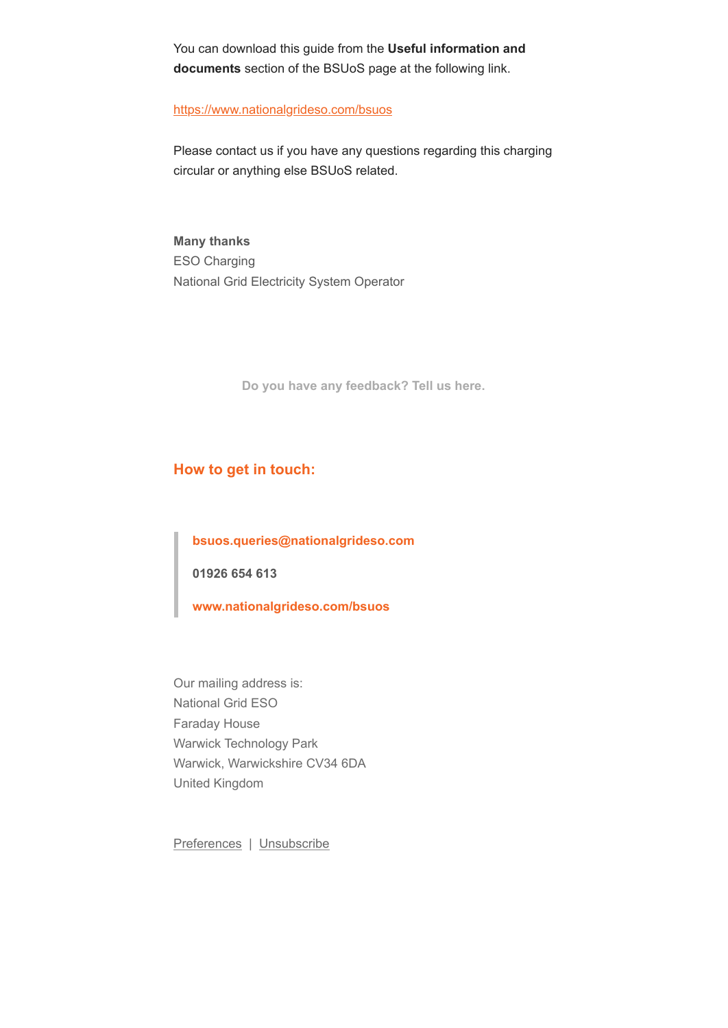You can download this guide from the **Useful information and documents** section of the BSUoS page at the following link.

https://www.nationalgrideso.com/bsuos

Please contact us if you have any questions regarding this charging circular or anything else BSUoS related.

**Many thanks**
ESO Charging
National Grid Electricity System Operator

**Do you have any feedback? Tell us here.**

## How to get in touch:

**bsuos.queries@nationalgrideso.com**

**01926 654 613**

**www.nationalgrideso.com/bsuos**

Our mailing address is:
National Grid ESO
Faraday House
Warwick Technology Park
Warwick, Warwickshire CV34 6DA
United Kingdom

Preferences | Unsubscribe